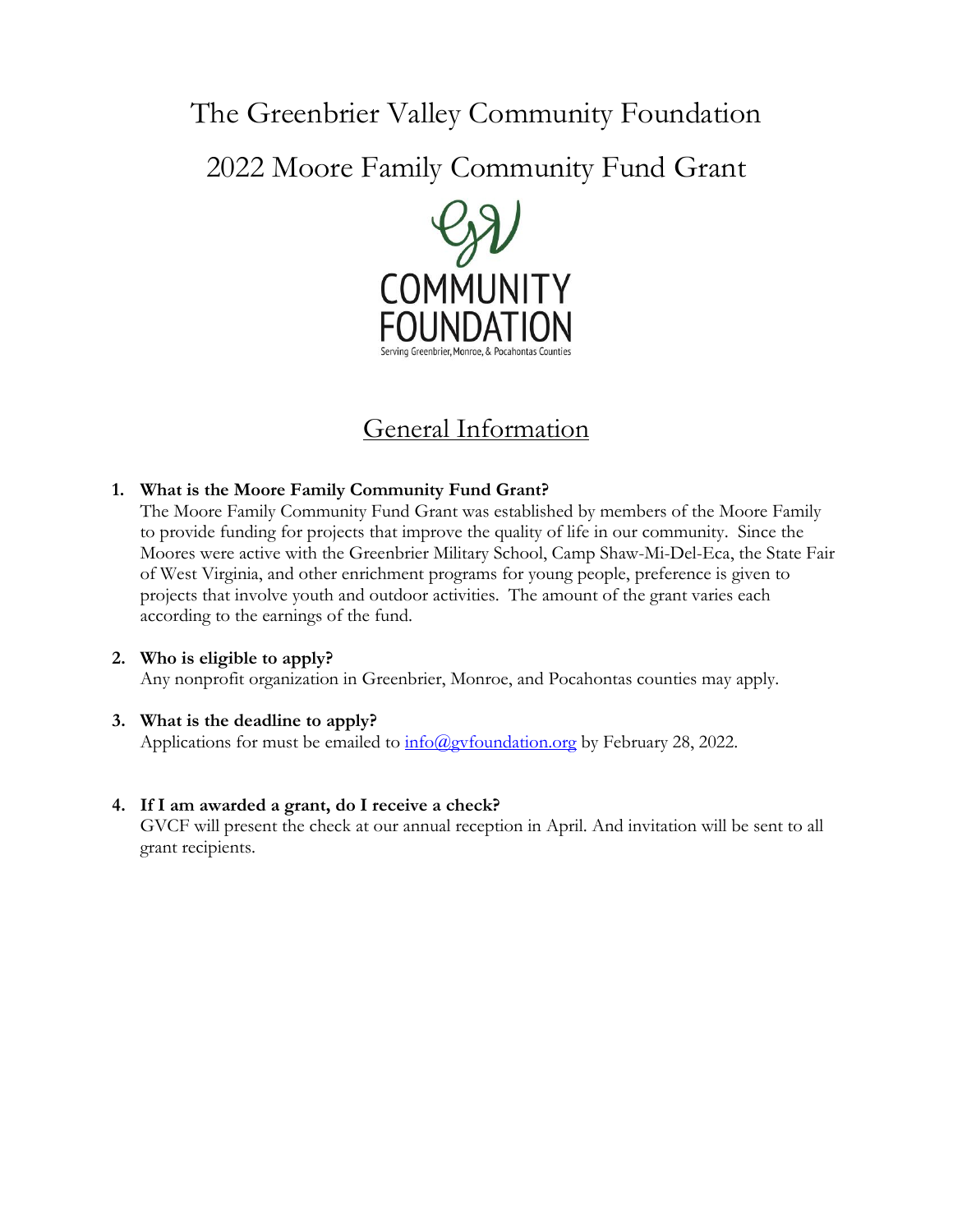# The Greenbrier Valley Community Foundation

# 2022 Moore Family Community Fund Grant

GV
COMMUNITY
FOUNDATION
Serving Greenbrier, Monroe, & Pocahontas Counties

## General Information

1. **What is the Moore Family Community Fund Grant?**
   The Moore Family Community Fund Grant was established by members of the Moore Family to provide funding for projects that improve the quality of life in our community. Since the Moores were active with the Greenbrier Military School, Camp Shaw-Mi-Del-Eca, the State Fair of West Virginia, and other enrichment programs for young people, preference is given to projects that involve youth and outdoor activities. The amount of the grant varies each according to the earnings of the fund.

2. **Who is eligible to apply?**
   Any nonprofit organization in Greenbrier, Monroe, and Pocahontas counties may apply.

3. **What is the deadline to apply?**
   Applications for must be emailed to info@gvfoundation.org by February 28, 2022.

4. **If I am awarded a grant, do I receive a check?**
   GVCF will present the check at our annual reception in April. And invitation will be sent to all grant recipients.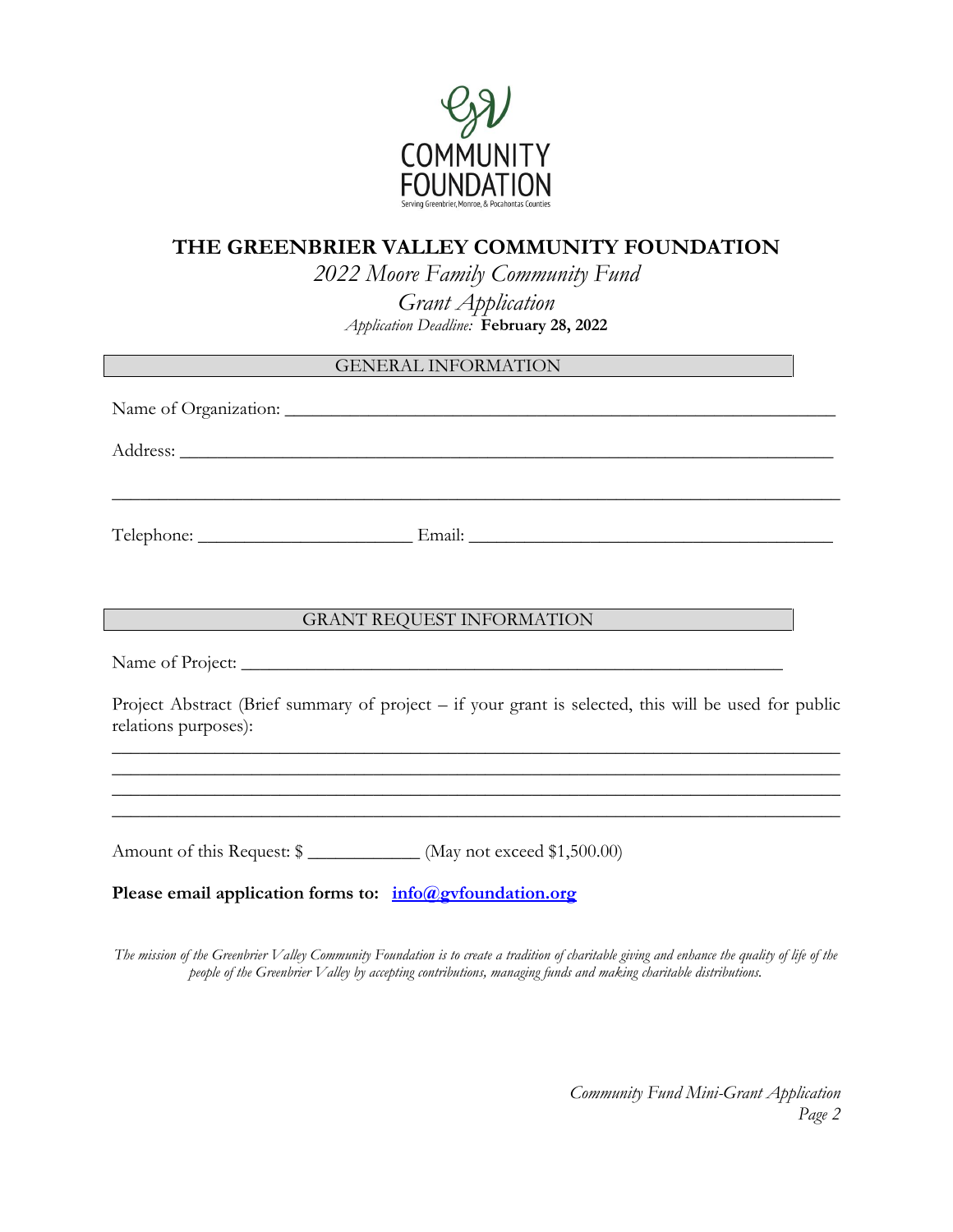# THE GREENBRIER VALLEY COMMUNITY FOUNDATION

*2022 Moore Family Community Fund*

*Grant Application*

*Application Deadline:* **February 28, 2022**

## GENERAL INFORMATION

Name of Organization: ___________________________________________________________

Address: _________________________________________________________________

_________________________________________________________________________

Telephone: ______________________ Email: _____________________________________

## GRANT REQUEST INFORMATION

Name of Project: __________________________________________________________

Project Abstract (Brief summary of project – if your grant is selected, this will be used for public relations purposes):

_________________________________________________________________________
_________________________________________________________________________
_________________________________________________________________________
_________________________________________________________________________

Amount of this Request: $ ____________ (May not exceed $1,500.00)

**Please email application forms to: info@gvfoundation.org**

*The mission of the Greenbrier Valley Community Foundation is to create a tradition of charitable giving and enhance the quality of life of the people of the Greenbrier Valley by accepting contributions, managing funds and making charitable distributions.*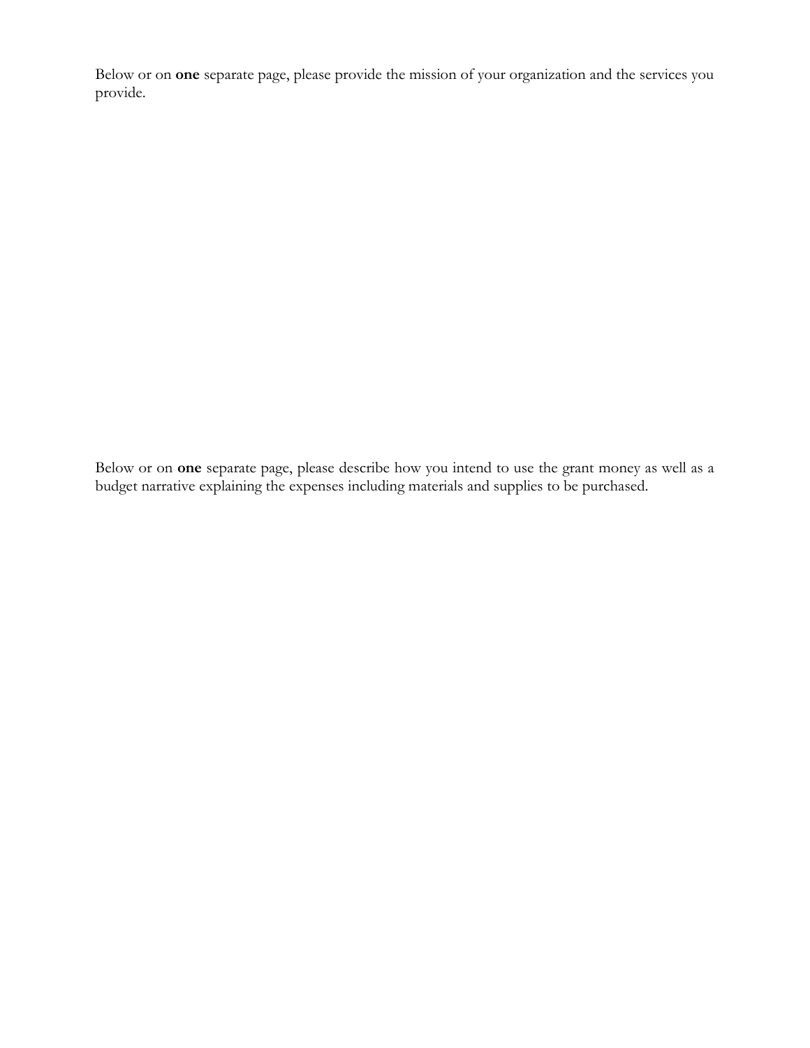Below or on **one** separate page, please provide the mission of your organization and the services you provide.

Below or on **one** separate page, please describe how you intend to use the grant money as well as a budget narrative explaining the expenses including materials and supplies to be purchased.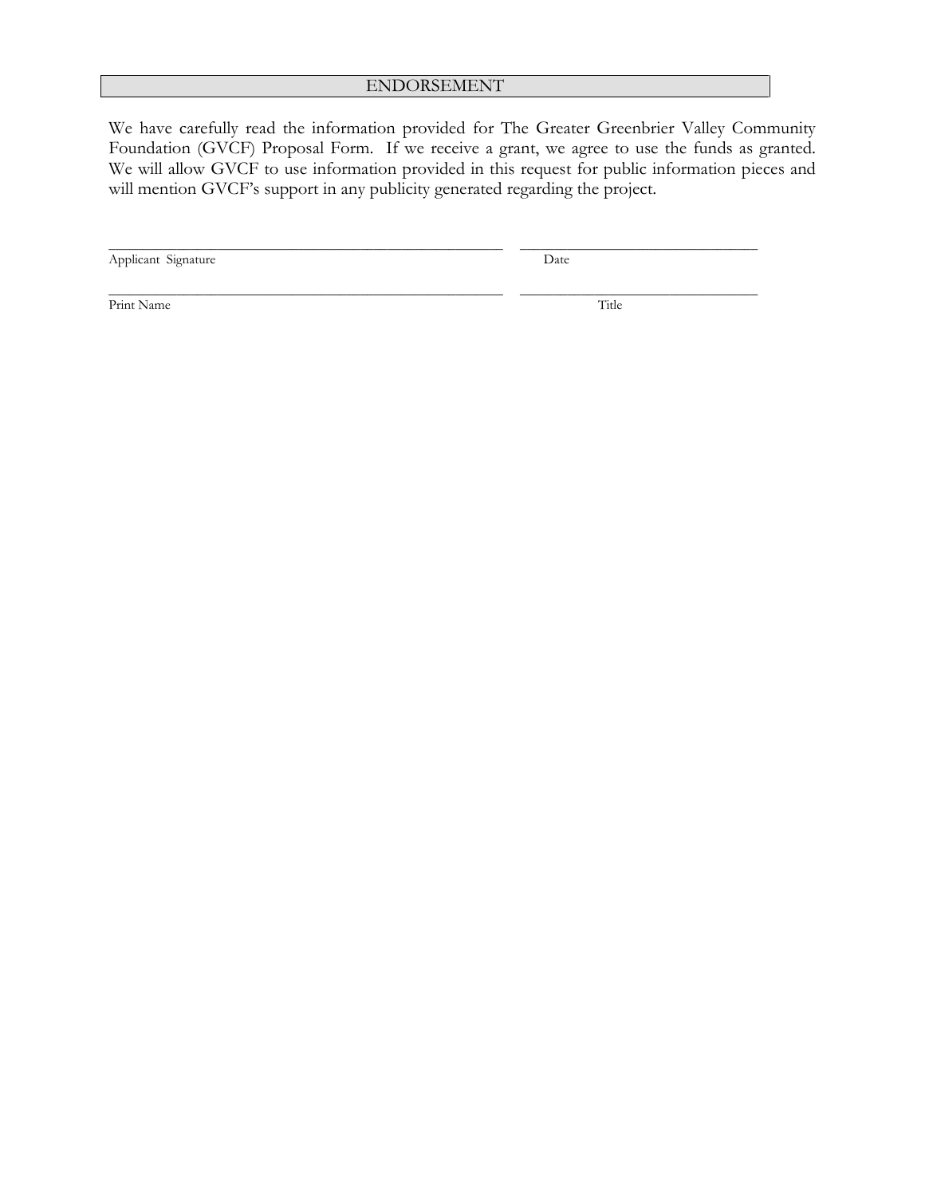## ENDORSEMENT

We have carefully read the information provided for The Greater Greenbrier Valley Community Foundation (GVCF) Proposal Form. If we receive a grant, we agree to use the funds as granted. We will allow GVCF to use information provided in this request for public information pieces and will mention GVCF's support in any publicity generated regarding the project.

| | |
|---|---|
| ______________________________________ | ______________________________ |
| Applicant Signature | Date |
| ______________________________________ | ______________________________ |
| Print Name | Title |